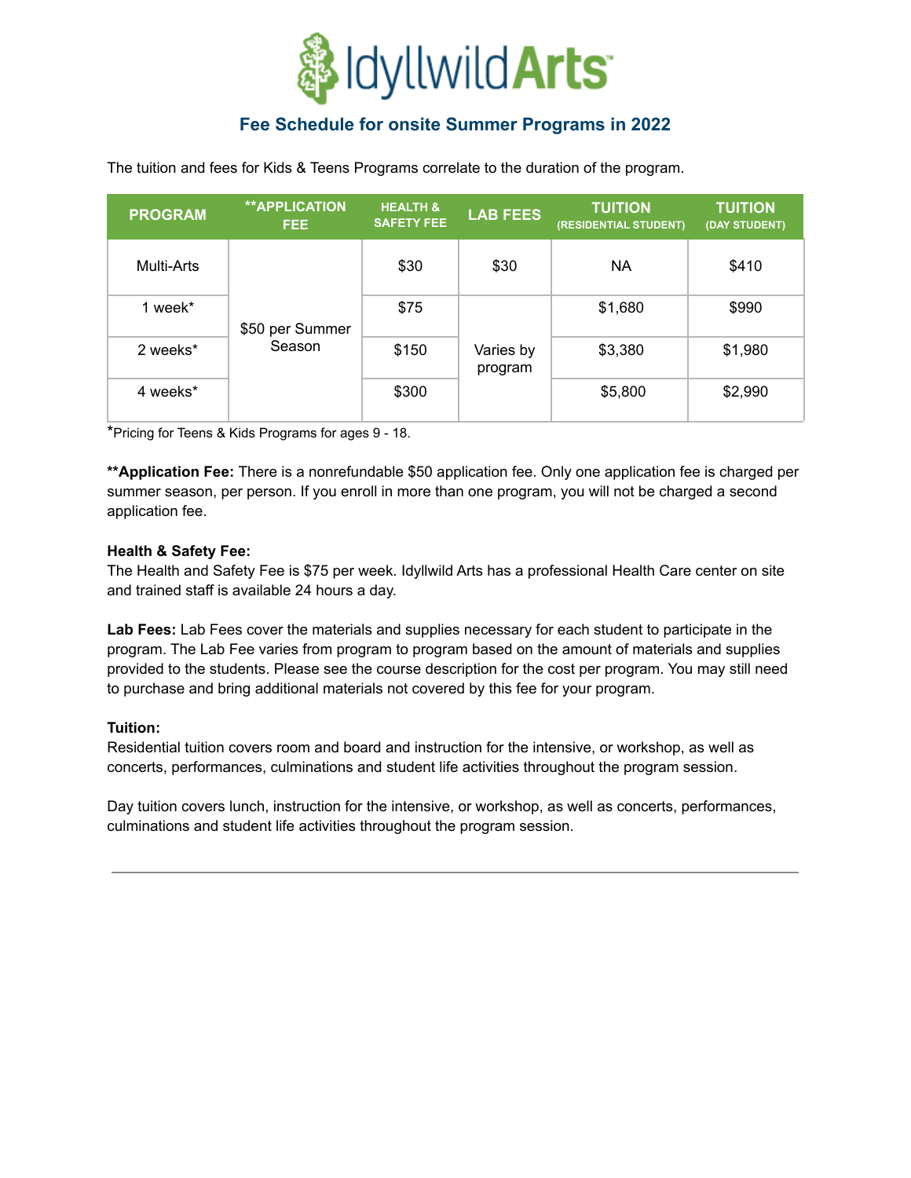# IdyllwildArts

## Fee Schedule for onsite Summer Programs in 2022

The tuition and fees for Kids & Teens Programs correlate to the duration of the program.

| PROGRAM | **APPLICATION FEE | HEALTH & SAFETY FEE | LAB FEES | TUITION (RESIDENTIAL STUDENT) | TUITION (DAY STUDENT) |
|---|---|---|---|---|---|
| Multi-Arts | $50 per Summer Season | $30 | $30 | NA | $410 |
| 1 week* | | $75 | Varies by program | $1,680 | $990 |
| 2 weeks* | | $150 | | $3,380 | $1,980 |
| 4 weeks* | | $300 | | $5,800 | $2,990 |

*Pricing for Teens & Kids Programs for ages 9 - 18.

**\*\*Application Fee:** There is a nonrefundable $50 application fee. Only one application fee is charged per summer season, per person. If you enroll in more than one program, you will not be charged a second application fee.

**Health & Safety Fee:**
The Health and Safety Fee is $75 per week. Idyllwild Arts has a professional Health Care center on site and trained staff is available 24 hours a day.

**Lab Fees:** Lab Fees cover the materials and supplies necessary for each student to participate in the program. The Lab Fee varies from program to program based on the amount of materials and supplies provided to the students. Please see the course description for the cost per program. You may still need to purchase and bring additional materials not covered by this fee for your program.

**Tuition:**
Residential tuition covers room and board and instruction for the intensive, or workshop, as well as concerts, performances, culminations and student life activities throughout the program session.

Day tuition covers lunch, instruction for the intensive, or workshop, as well as concerts, performances, culminations and student life activities throughout the program session.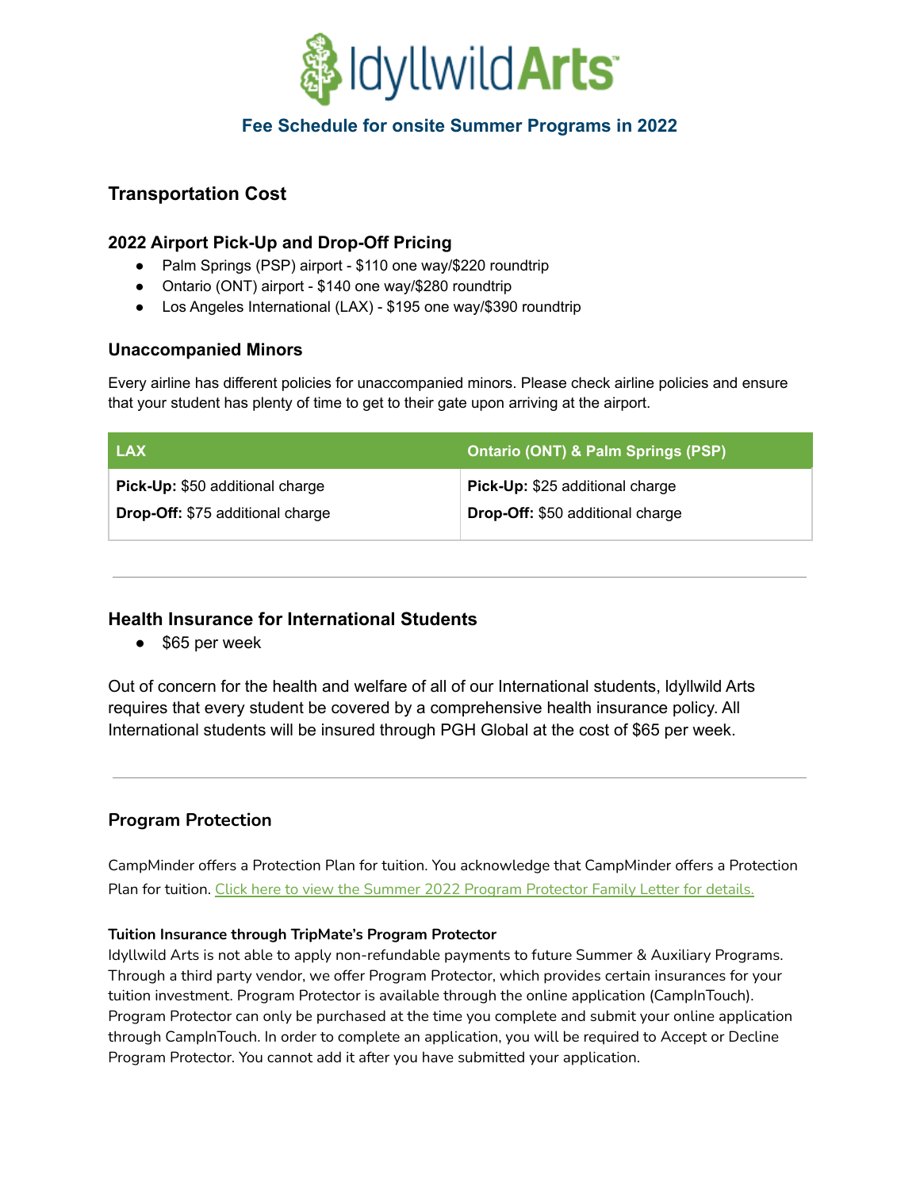# IdyllwildArts

## Fee Schedule for onsite Summer Programs in 2022

## Transportation Cost

### 2022 Airport Pick-Up and Drop-Off Pricing

- Palm Springs (PSP) airport - $110 one way/$220 roundtrip
- Ontario (ONT) airport - $140 one way/$280 roundtrip
- Los Angeles International (LAX) - $195 one way/$390 roundtrip

### Unaccompanied Minors

Every airline has different policies for unaccompanied minors. Please check airline policies and ensure that your student has plenty of time to get to their gate upon arriving at the airport.

| LAX | Ontario (ONT) & Palm Springs (PSP) |
| --- | --- |
| **Pick-Up:** $50 additional charge<br>**Drop-Off:** $75 additional charge | **Pick-Up:** $25 additional charge<br>**Drop-Off:** $50 additional charge |

---

### Health Insurance for International Students

- $65 per week

Out of concern for the health and welfare of all of our International students, Idyllwild Arts requires that every student be covered by a comprehensive health insurance policy. All International students will be insured through PGH Global at the cost of $65 per week.

---

### Program Protection

CampMinder offers a Protection Plan for tuition. You acknowledge that CampMinder offers a Protection Plan for tuition. Click here to view the Summer 2022 Program Protector Family Letter for details.

**Tuition Insurance through TripMate's Program Protector**
Idyllwild Arts is not able to apply non-refundable payments to future Summer & Auxiliary Programs. Through a third party vendor, we offer Program Protector, which provides certain insurances for your tuition investment. Program Protector is available through the online application (CampInTouch). Program Protector can only be purchased at the time you complete and submit your online application through CampInTouch. In order to complete an application, you will be required to Accept or Decline Program Protector. You cannot add it after you have submitted your application.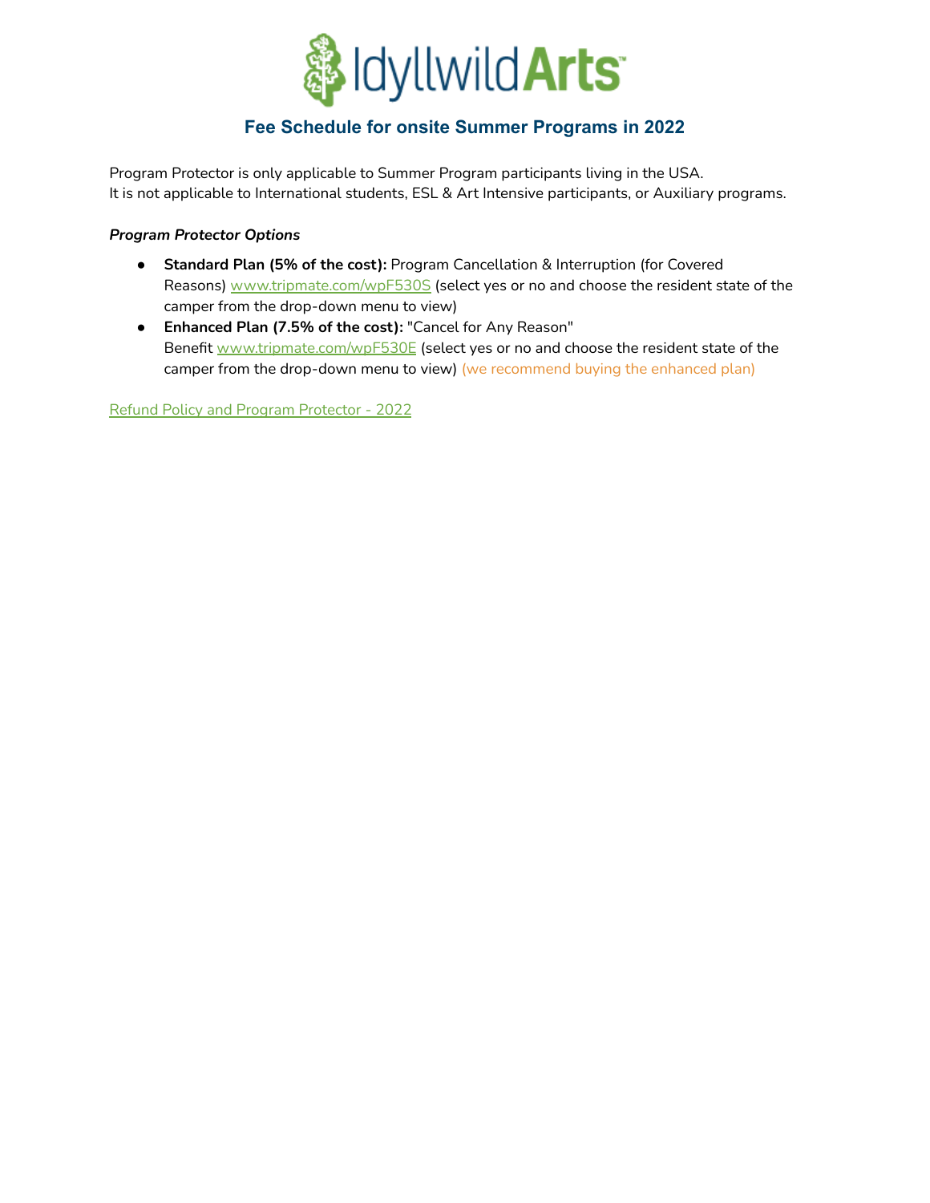# IdyllwildArts

## Fee Schedule for onsite Summer Programs in 2022

Program Protector is only applicable to Summer Program participants living in the USA.
It is not applicable to International students, ESL & Art Intensive participants, or Auxiliary programs.

***Program Protector Options***

- **Standard Plan (5% of the cost):** Program Cancellation & Interruption (for Covered Reasons) www.tripmate.com/wpF530S (select yes or no and choose the resident state of the camper from the drop-down menu to view)
- **Enhanced Plan (7.5% of the cost):** "Cancel for Any Reason" Benefit www.tripmate.com/wpF530E (select yes or no and choose the resident state of the camper from the drop-down menu to view) (we recommend buying the enhanced plan)

Refund Policy and Program Protector - 2022